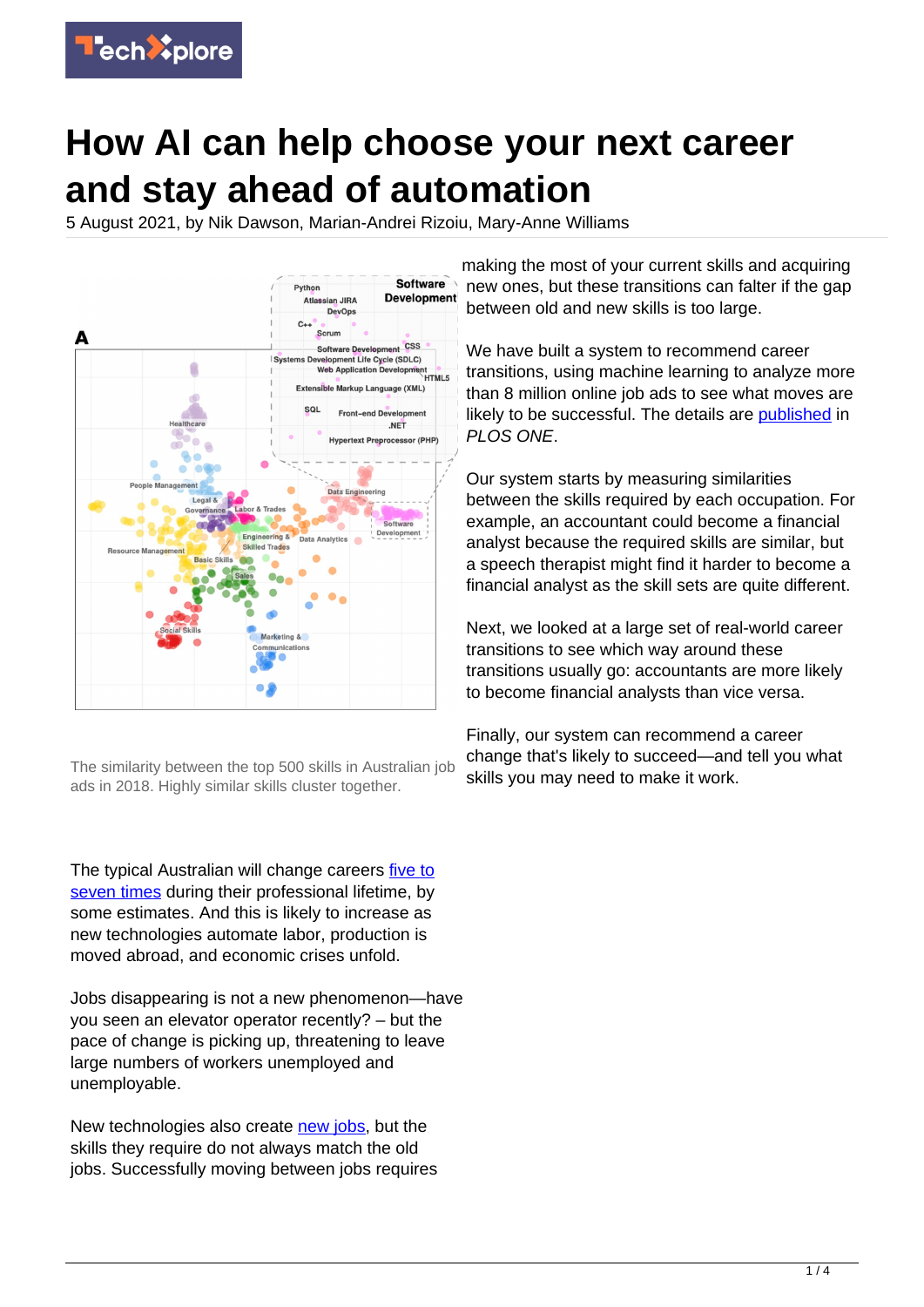# How AI can help choose your next career and stay ahead of automation

5 August 2021, by Nik Dawson, Marian-Andrei Rizoiu, Mary-Anne Williams

The similarity between the top 500 skills in Australian job ads in 2018. Highly similar skills cluster together.

The typical Australian will change careers five to seven times during their professional lifetime, by some estimates. And this is likely to increase as new technologies automate labor, production is moved abroad, and economic crises unfold.

Jobs disappearing is not a new phenomenon—have you seen an elevator operator recently? – but the pace of change is picking up, threatening to leave large numbers of workers unemployed and unemployable.

New technologies also create new jobs, but the skills they require do not always match the old jobs. Successfully moving between jobs requires making the most of your current skills and acquiring new ones, but these transitions can falter if the gap between old and new skills is too large.

We have built a system to recommend career transitions, using machine learning to analyze more than 8 million online job ads to see what moves are likely to be successful. The details are published in *PLOS ONE*.

Our system starts by measuring similarities between the skills required by each occupation. For example, an accountant could become a financial analyst because the required skills are similar, but a speech therapist might find it harder to become a financial analyst as the skill sets are quite different.

Next, we looked at a large set of real-world career transitions to see which way around these transitions usually go: accountants are more likely to become financial analysts than vice versa.

Finally, our system can recommend a career change that's likely to succeed—and tell you what skills you may need to make it work.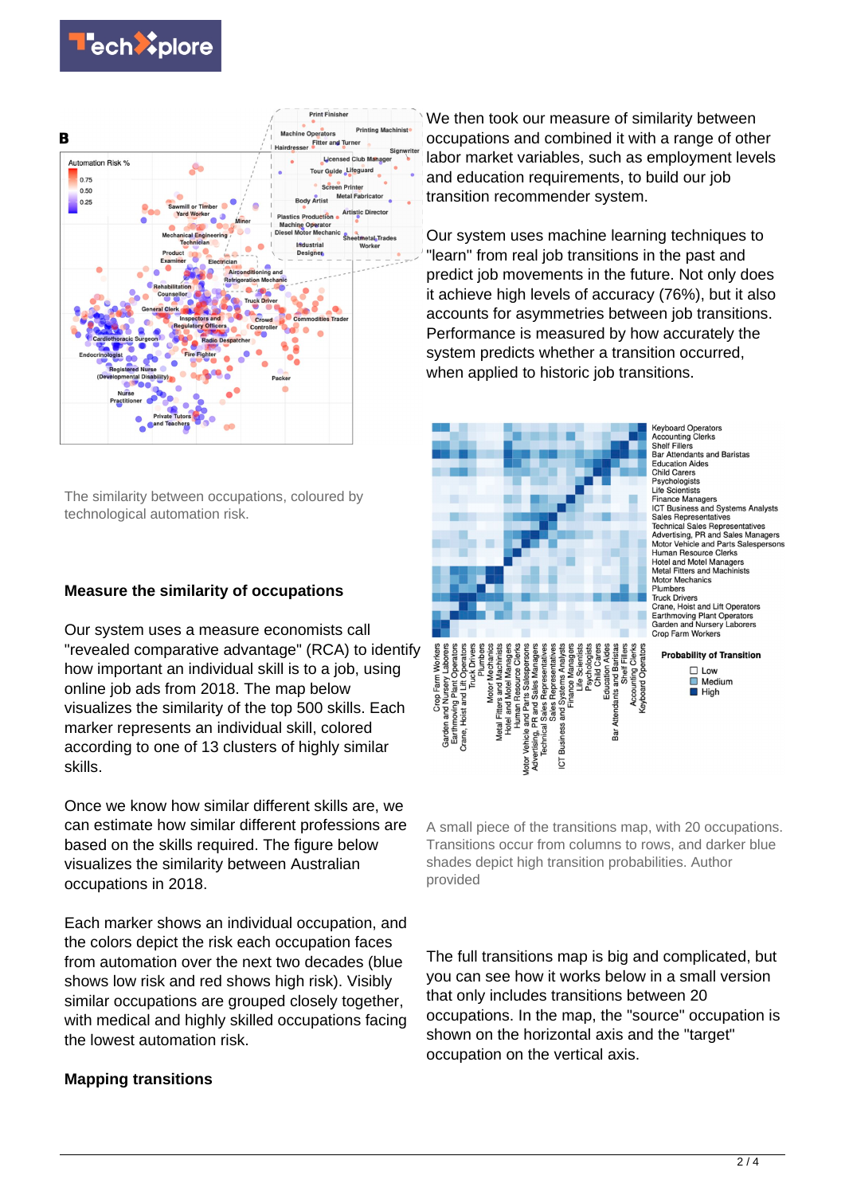The similarity between occupations, coloured by technological automation risk.

## Measure the similarity of occupations

Our system uses a measure economists call "revealed comparative advantage" (RCA) to identify how important an individual skill is to a job, using online job ads from 2018. The map below visualizes the similarity of the top 500 skills. Each marker represents an individual skill, colored according to one of 13 clusters of highly similar skills.

Once we know how similar different skills are, we can estimate how similar different professions are based on the skills required. The figure below visualizes the similarity between Australian occupations in 2018.

Each marker shows an individual occupation, and the colors depict the risk each occupation faces from automation over the next two decades (blue shows low risk and red shows high risk). Visibly similar occupations are grouped closely together, with medical and highly skilled occupations facing the lowest automation risk.

## Mapping transitions

We then took our measure of similarity between occupations and combined it with a range of other labor market variables, such as employment levels and education requirements, to build our job transition recommender system.

Our system uses machine learning techniques to "learn" from real job transitions in the past and predict job movements in the future. Not only does it achieve high levels of accuracy (76%), but it also accounts for asymmetries between job transitions. Performance is measured by how accurately the system predicts whether a transition occurred, when applied to historic job transitions.

A small piece of the transitions map, with 20 occupations. Transitions occur from columns to rows, and darker blue shades depict high transition probabilities. Author provided

The full transitions map is big and complicated, but you can see how it works below in a small version that only includes transitions between 20 occupations. In the map, the "source" occupation is shown on the horizontal axis and the "target" occupation on the vertical axis.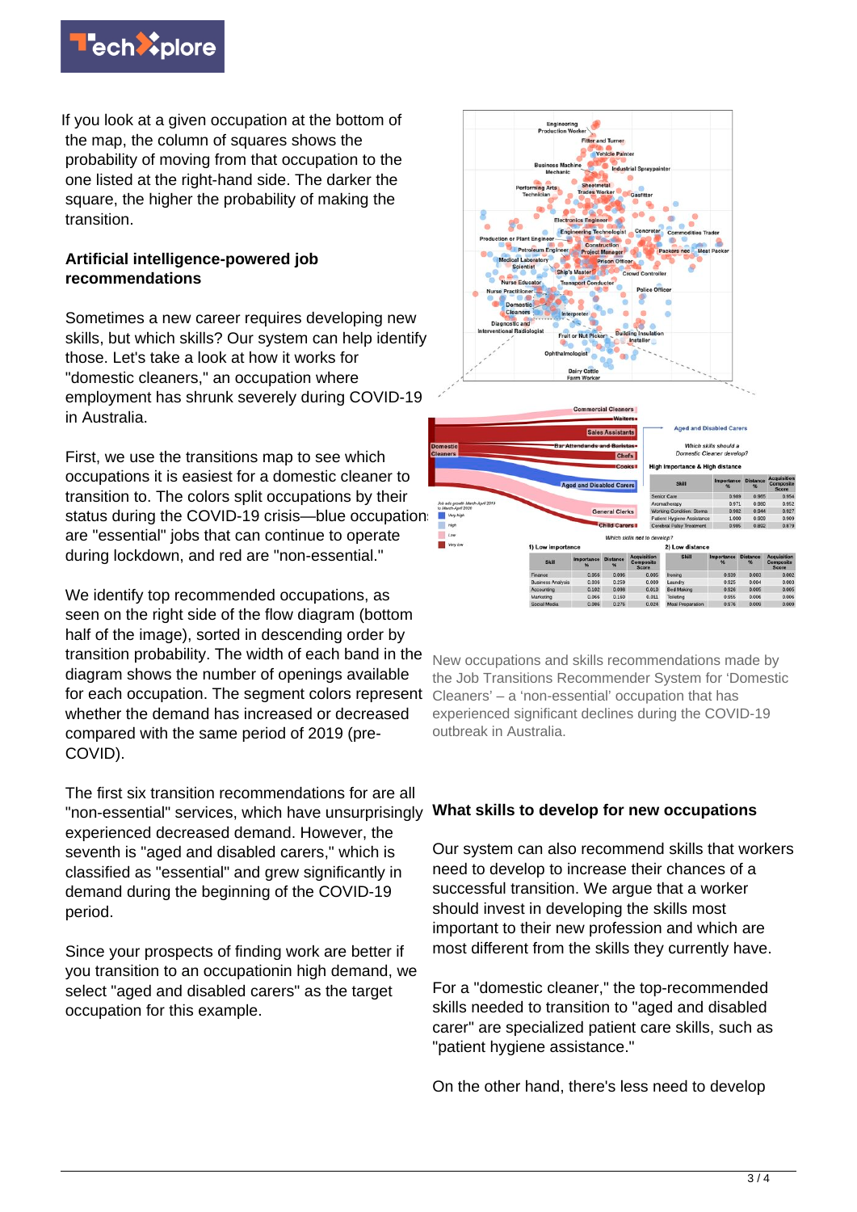If you look at a given occupation at the bottom of the map, the column of squares shows the probability of moving from that occupation to the one listed at the right-hand side. The darker the square, the higher the probability of making the transition.

**Artificial intelligence-powered job recommendations**

Sometimes a new career requires developing new skills, but which skills? Our system can help identify those. Let's take a look at how it works for "domestic cleaners," an occupation where employment has shrunk severely during COVID-19 in Australia.

First, we use the transitions map to see which occupations it is easiest for a domestic cleaner to transition to. The colors split occupations by their status during the COVID-19 crisis—blue occupations are "essential" jobs that can continue to operate during lockdown, and red are "non-essential."

We identify top recommended occupations, as seen on the right side of the flow diagram (bottom half of the image), sorted in descending order by transition probability. The width of each band in the diagram shows the number of openings available for each occupation. The segment colors represent whether the demand has increased or decreased compared with the same period of 2019 (pre-COVID).

The first six transition recommendations for are all "non-essential" services, which have unsurprisingly experienced decreased demand. However, the seventh is "aged and disabled carers," which is classified as "essential" and grew significantly in demand during the beginning of the COVID-19 period.

Since your prospects of finding work are better if you transition to an occupationin high demand, we select "aged and disabled carers" as the target occupation for this example.

New occupations and skills recommendations made by the Job Transitions Recommender System for 'Domestic Cleaners' – a 'non-essential' occupation that has experienced significant declines during the COVID-19 outbreak in Australia.

**What skills to develop for new occupations**

Our system can also recommend skills that workers need to develop to increase their chances of a successful transition. We argue that a worker should invest in developing the skills most important to their new profession and which are most different from the skills they currently have.

For a "domestic cleaner," the top-recommended skills needed to transition to "aged and disabled carer" are specialized patient care skills, such as "patient hygiene assistance."

On the other hand, there's less need to develop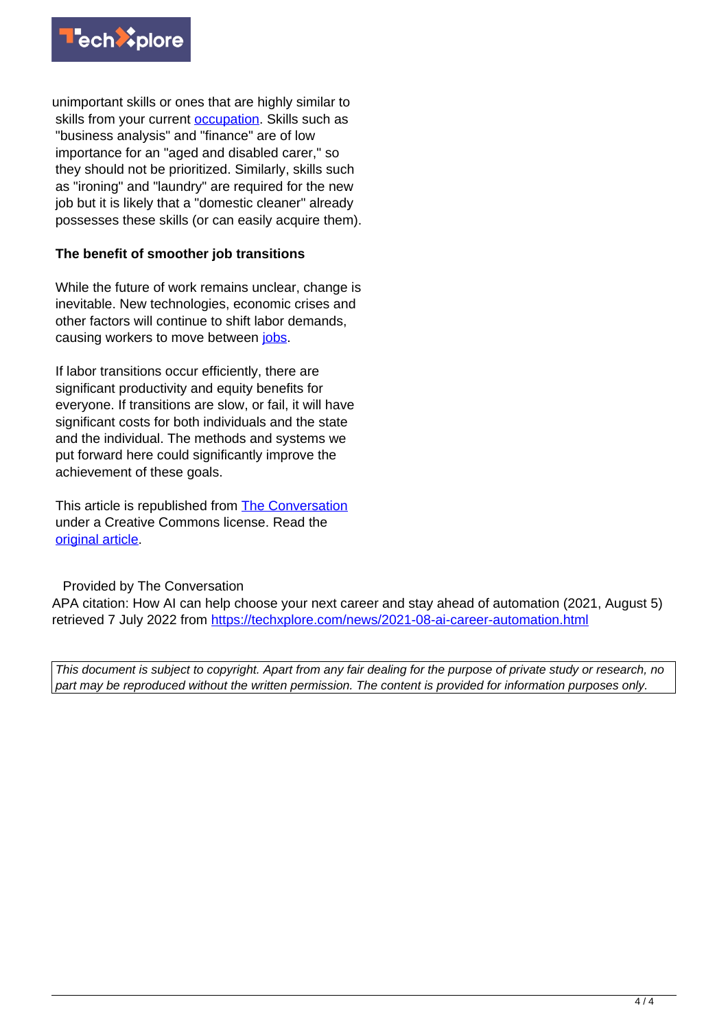unimportant skills or ones that are highly similar to skills from your current occupation. Skills such as "business analysis" and "finance" are of low importance for an "aged and disabled carer," so they should not be prioritized. Similarly, skills such as "ironing" and "laundry" are required for the new job but it is likely that a "domestic cleaner" already possesses these skills (or can easily acquire them).

**The benefit of smoother job transitions**

While the future of work remains unclear, change is inevitable. New technologies, economic crises and other factors will continue to shift labor demands, causing workers to move between jobs.

If labor transitions occur efficiently, there are significant productivity and equity benefits for everyone. If transitions are slow, or fail, it will have significant costs for both individuals and the state and the individual. The methods and systems we put forward here could significantly improve the achievement of these goals.

This article is republished from The Conversation under a Creative Commons license. Read the original article.

Provided by The Conversation

APA citation: How AI can help choose your next career and stay ahead of automation (2021, August 5) retrieved 7 July 2022 from https://techxplore.com/news/2021-08-ai-career-automation.html

*This document is subject to copyright. Apart from any fair dealing for the purpose of private study or research, no part may be reproduced without the written permission. The content is provided for information purposes only.*